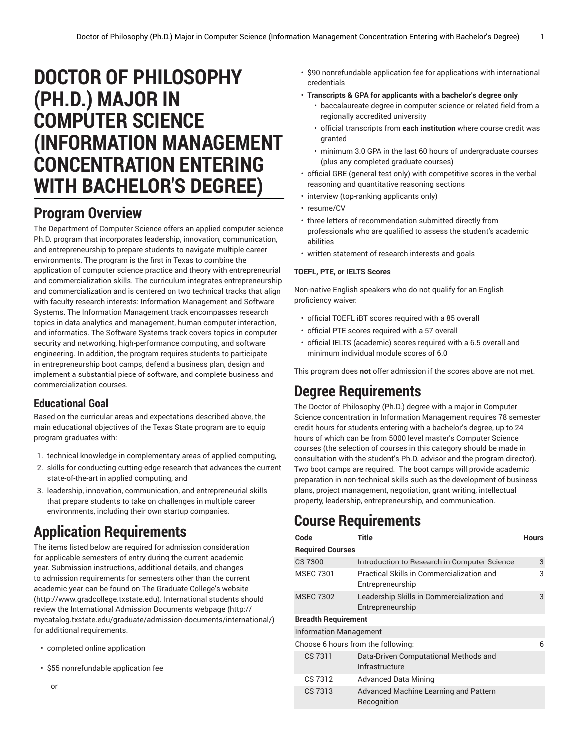# DOCTOR OF PHILOSOPHY (PH.D.) MAJOR IN COMPUTER SCIENCE (INFORMATION MANAGEMENT CONCENTRATION ENTERING WITH BACHELOR'S DEGREE)

## Program Overview

The Department of Computer Science offers an applied computer science Ph.D. program that incorporates leadership, innovation, communication, and entrepreneurship to prepare students to navigate multiple career environments. The program is the first in Texas to combine the application of computer science practice and theory with entrepreneurial and commercialization skills. The curriculum integrates entrepreneurship and commercialization and is centered on two technical tracks that align with faculty research interests: Information Management and Software Systems. The Information Management track encompasses research topics in data analytics and management, human computer interaction, and informatics. The Software Systems track covers topics in computer security and networking, high-performance computing, and software engineering. In addition, the program requires students to participate in entrepreneurship boot camps, defend a business plan, design and implement a substantial piece of software, and complete business and commercialization courses.

### Educational Goal

Based on the curricular areas and expectations described above, the main educational objectives of the Texas State program are to equip program graduates with:

1. technical knowledge in complementary areas of applied computing,
2. skills for conducting cutting-edge research that advances the current state-of-the-art in applied computing, and
3. leadership, innovation, communication, and entrepreneurial skills that prepare students to take on challenges in multiple career environments, including their own startup companies.

## Application Requirements

The items listed below are required for admission consideration for applicable semesters of entry during the current academic year. Submission instructions, additional details, and changes to admission requirements for semesters other than the current academic year can be found on The Graduate College's website (http://www.gradcollege.txstate.edu). International students should review the International Admission Documents webpage (http://mycatalog.txstate.edu/graduate/admission-documents/international/) for additional requirements.

- completed online application
- $55 nonrefundable application fee

  or

- $90 nonrefundable application fee for applications with international credentials
- **Transcripts & GPA for applicants with a bachelor's degree only**
  - baccalaureate degree in computer science or related field from a regionally accredited university
  - official transcripts from **each institution** where course credit was granted
  - minimum 3.0 GPA in the last 60 hours of undergraduate courses (plus any completed graduate courses)
- official GRE (general test only) with competitive scores in the verbal reasoning and quantitative reasoning sections
- interview (top-ranking applicants only)
- resume/CV
- three letters of recommendation submitted directly from professionals who are qualified to assess the student's academic abilities
- written statement of research interests and goals

**TOEFL, PTE, or IELTS Scores**

Non-native English speakers who do not qualify for an English proficiency waiver:

- official TOEFL iBT scores required with a 85 overall
- official PTE scores required with a 57 overall
- official IELTS (academic) scores required with a 6.5 overall and minimum individual module scores of 6.0

This program does **not** offer admission if the scores above are not met.

## Degree Requirements

The Doctor of Philosophy (Ph.D.) degree with a major in Computer Science concentration in Information Management requires 78 semester credit hours for students entering with a bachelor's degree, up to 24 hours of which can be from 5000 level master's Computer Science courses (the selection of courses in this category should be made in consultation with the student's Ph.D. advisor and the program director). Two boot camps are required. The boot camps will provide academic preparation in non-technical skills such as the development of business plans, project management, negotiation, grant writing, intellectual property, leadership, entrepreneurship, and communication.

## Course Requirements

| Code | Title | Hours |
|---|---|---|
| **Required Courses** | | |
| CS 7300 | Introduction to Research in Computer Science | 3 |
| MSEC 7301 | Practical Skills in Commercialization and Entrepreneurship | 3 |
| MSEC 7302 | Leadership Skills in Commercialization and Entrepreneurship | 3 |
| **Breadth Requirement** | | |
| Information Management | | |
| Choose 6 hours from the following: | | 6 |
| CS 7311 | Data-Driven Computational Methods and Infrastructure | |
| CS 7312 | Advanced Data Mining | |
| CS 7313 | Advanced Machine Learning and Pattern Recognition | |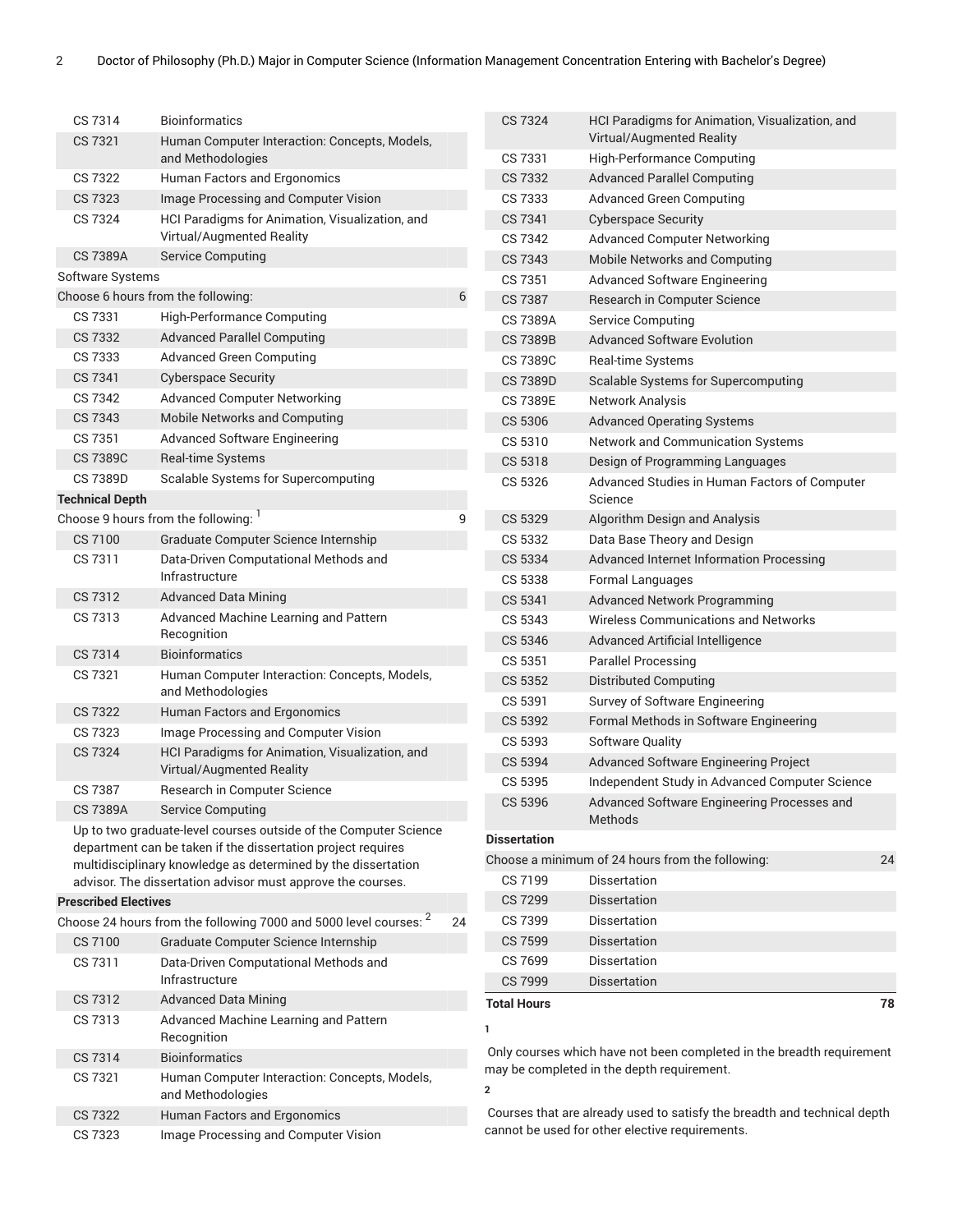| Course | Title | Hours |
|---|---|---|
| CS 7314 | Bioinformatics | |
| CS 7321 | Human Computer Interaction: Concepts, Models, and Methodologies | |
| CS 7322 | Human Factors and Ergonomics | |
| CS 7323 | Image Processing and Computer Vision | |
| CS 7324 | HCI Paradigms for Animation, Visualization, and Virtual/Augmented Reality | |
| CS 7389A | Service Computing | |
| Software Systems | | |
| Choose 6 hours from the following: | | 6 |
| CS 7331 | High-Performance Computing | |
| CS 7332 | Advanced Parallel Computing | |
| CS 7333 | Advanced Green Computing | |
| CS 7341 | Cyberspace Security | |
| CS 7342 | Advanced Computer Networking | |
| CS 7343 | Mobile Networks and Computing | |
| CS 7351 | Advanced Software Engineering | |
| CS 7389C | Real-time Systems | |
| CS 7389D | Scalable Systems for Supercomputing | |
| **Technical Depth** | | |
| Choose 9 hours from the following: [1] | | 9 |
| CS 7100 | Graduate Computer Science Internship | |
| CS 7311 | Data-Driven Computational Methods and Infrastructure | |
| CS 7312 | Advanced Data Mining | |
| CS 7313 | Advanced Machine Learning and Pattern Recognition | |
| CS 7314 | Bioinformatics | |
| CS 7321 | Human Computer Interaction: Concepts, Models, and Methodologies | |
| CS 7322 | Human Factors and Ergonomics | |
| CS 7323 | Image Processing and Computer Vision | |
| CS 7324 | HCI Paradigms for Animation, Visualization, and Virtual/Augmented Reality | |
| CS 7387 | Research in Computer Science | |
| CS 7389A | Service Computing | |
| Up to two graduate-level courses outside of the Computer Science department can be taken if the dissertation project requires multidisciplinary knowledge as determined by the dissertation advisor. The dissertation advisor must approve the courses. | | |
| **Prescribed Electives** | | |
| Choose 24 hours from the following 7000 and 5000 level courses: [2] | | 24 |
| CS 7100 | Graduate Computer Science Internship | |
| CS 7311 | Data-Driven Computational Methods and Infrastructure | |
| CS 7312 | Advanced Data Mining | |
| CS 7313 | Advanced Machine Learning and Pattern Recognition | |
| CS 7314 | Bioinformatics | |
| CS 7321 | Human Computer Interaction: Concepts, Models, and Methodologies | |
| CS 7322 | Human Factors and Ergonomics | |
| CS 7323 | Image Processing and Computer Vision | |
| CS 7324 | HCI Paradigms for Animation, Visualization, and Virtual/Augmented Reality | |
| CS 7331 | High-Performance Computing | |
| CS 7332 | Advanced Parallel Computing | |
| CS 7333 | Advanced Green Computing | |
| CS 7341 | Cyberspace Security | |
| CS 7342 | Advanced Computer Networking | |
| CS 7343 | Mobile Networks and Computing | |
| CS 7351 | Advanced Software Engineering | |
| CS 7387 | Research in Computer Science | |
| CS 7389A | Service Computing | |
| CS 7389B | Advanced Software Evolution | |
| CS 7389C | Real-time Systems | |
| CS 7389D | Scalable Systems for Supercomputing | |
| CS 7389E | Network Analysis | |
| CS 5306 | Advanced Operating Systems | |
| CS 5310 | Network and Communication Systems | |
| CS 5318 | Design of Programming Languages | |
| CS 5326 | Advanced Studies in Human Factors of Computer Science | |
| CS 5329 | Algorithm Design and Analysis | |
| CS 5332 | Data Base Theory and Design | |
| CS 5334 | Advanced Internet Information Processing | |
| CS 5338 | Formal Languages | |
| CS 5341 | Advanced Network Programming | |
| CS 5343 | Wireless Communications and Networks | |
| CS 5346 | Advanced Artificial Intelligence | |
| CS 5351 | Parallel Processing | |
| CS 5352 | Distributed Computing | |
| CS 5391 | Survey of Software Engineering | |
| CS 5392 | Formal Methods in Software Engineering | |
| CS 5393 | Software Quality | |
| CS 5394 | Advanced Software Engineering Project | |
| CS 5395 | Independent Study in Advanced Computer Science | |
| CS 5396 | Advanced Software Engineering Processes and Methods | |
| **Dissertation** | | |
| Choose a minimum of 24 hours from the following: | | 24 |
| CS 7199 | Dissertation | |
| CS 7299 | Dissertation | |
| CS 7399 | Dissertation | |
| CS 7599 | Dissertation | |
| CS 7699 | Dissertation | |
| CS 7999 | Dissertation | |
| **Total Hours** | | **78** |

**1**

Only courses which have not been completed in the breadth requirement may be completed in the depth requirement.

**2**

Courses that are already used to satisfy the breadth and technical depth cannot be used for other elective requirements.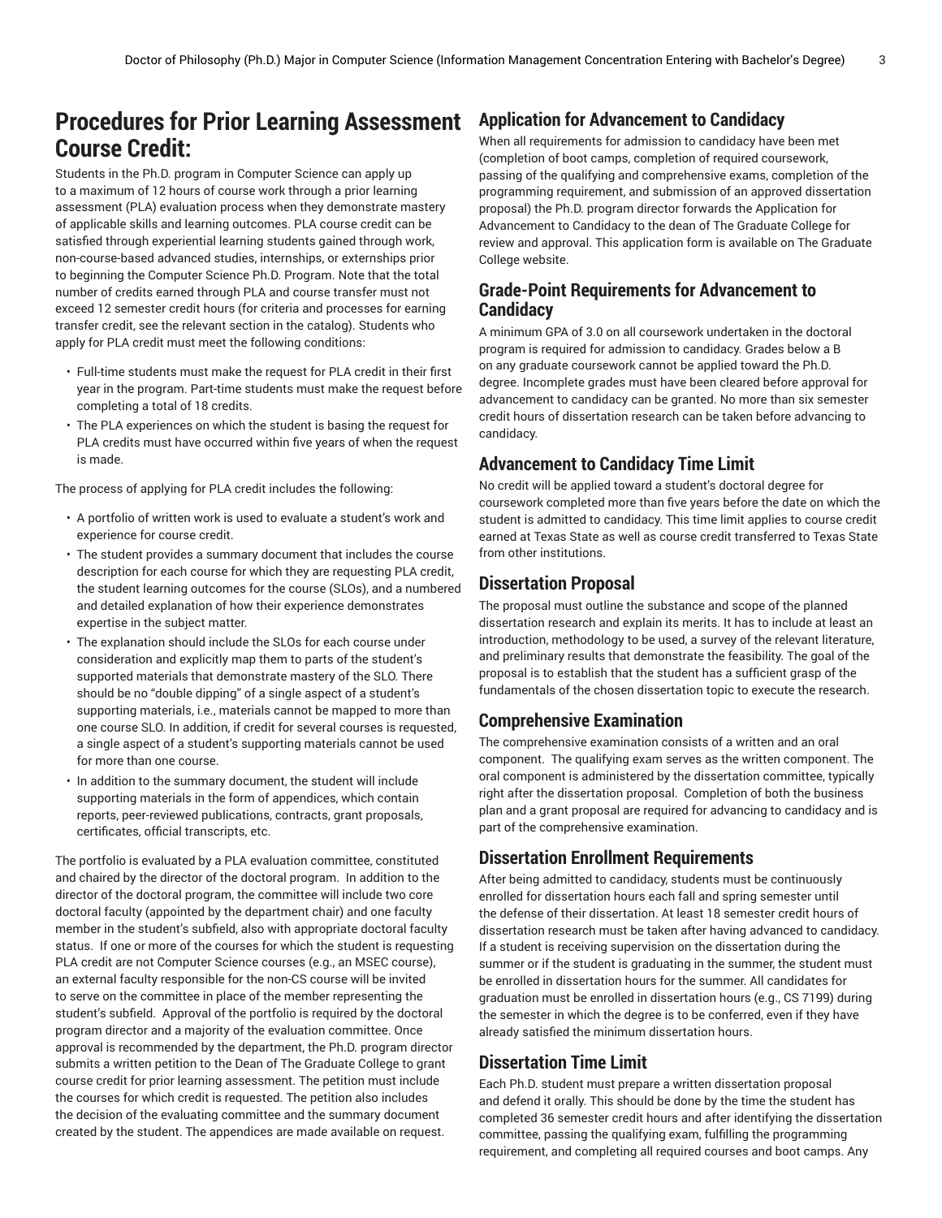## Procedures for Prior Learning Assessment Course Credit:

Students in the Ph.D. program in Computer Science can apply up to a maximum of 12 hours of course work through a prior learning assessment (PLA) evaluation process when they demonstrate mastery of applicable skills and learning outcomes. PLA course credit can be satisfied through experiential learning students gained through work, non-course-based advanced studies, internships, or externships prior to beginning the Computer Science Ph.D. Program. Note that the total number of credits earned through PLA and course transfer must not exceed 12 semester credit hours (for criteria and processes for earning transfer credit, see the relevant section in the catalog). Students who apply for PLA credit must meet the following conditions:

- Full-time students must make the request for PLA credit in their first year in the program. Part-time students must make the request before completing a total of 18 credits.
- The PLA experiences on which the student is basing the request for PLA credits must have occurred within five years of when the request is made.

The process of applying for PLA credit includes the following:

- A portfolio of written work is used to evaluate a student's work and experience for course credit.
- The student provides a summary document that includes the course description for each course for which they are requesting PLA credit, the student learning outcomes for the course (SLOs), and a numbered and detailed explanation of how their experience demonstrates expertise in the subject matter.
- The explanation should include the SLOs for each course under consideration and explicitly map them to parts of the student's supported materials that demonstrate mastery of the SLO. There should be no "double dipping" of a single aspect of a student's supporting materials, i.e., materials cannot be mapped to more than one course SLO. In addition, if credit for several courses is requested, a single aspect of a student's supporting materials cannot be used for more than one course.
- In addition to the summary document, the student will include supporting materials in the form of appendices, which contain reports, peer-reviewed publications, contracts, grant proposals, certificates, official transcripts, etc.

The portfolio is evaluated by a PLA evaluation committee, constituted and chaired by the director of the doctoral program. In addition to the director of the doctoral program, the committee will include two core doctoral faculty (appointed by the department chair) and one faculty member in the student's subfield, also with appropriate doctoral faculty status. If one or more of the courses for which the student is requesting PLA credit are not Computer Science courses (e.g., an MSEC course), an external faculty responsible for the non-CS course will be invited to serve on the committee in place of the member representing the student's subfield. Approval of the portfolio is required by the doctoral program director and a majority of the evaluation committee. Once approval is recommended by the department, the Ph.D. program director submits a written petition to the Dean of The Graduate College to grant course credit for prior learning assessment. The petition must include the courses for which credit is requested. The petition also includes the decision of the evaluating committee and the summary document created by the student. The appendices are made available on request.

### Application for Advancement to Candidacy

When all requirements for admission to candidacy have been met (completion of boot camps, completion of required coursework, passing of the qualifying and comprehensive exams, completion of the programming requirement, and submission of an approved dissertation proposal) the Ph.D. program director forwards the Application for Advancement to Candidacy to the dean of The Graduate College for review and approval. This application form is available on The Graduate College website.

### Grade-Point Requirements for Advancement to Candidacy

A minimum GPA of 3.0 on all coursework undertaken in the doctoral program is required for admission to candidacy. Grades below a B on any graduate coursework cannot be applied toward the Ph.D. degree. Incomplete grades must have been cleared before approval for advancement to candidacy can be granted. No more than six semester credit hours of dissertation research can be taken before advancing to candidacy.

### Advancement to Candidacy Time Limit

No credit will be applied toward a student's doctoral degree for coursework completed more than five years before the date on which the student is admitted to candidacy. This time limit applies to course credit earned at Texas State as well as course credit transferred to Texas State from other institutions.

### Dissertation Proposal

The proposal must outline the substance and scope of the planned dissertation research and explain its merits. It has to include at least an introduction, methodology to be used, a survey of the relevant literature, and preliminary results that demonstrate the feasibility. The goal of the proposal is to establish that the student has a sufficient grasp of the fundamentals of the chosen dissertation topic to execute the research.

### Comprehensive Examination

The comprehensive examination consists of a written and an oral component. The qualifying exam serves as the written component. The oral component is administered by the dissertation committee, typically right after the dissertation proposal. Completion of both the business plan and a grant proposal are required for advancing to candidacy and is part of the comprehensive examination.

### Dissertation Enrollment Requirements

After being admitted to candidacy, students must be continuously enrolled for dissertation hours each fall and spring semester until the defense of their dissertation. At least 18 semester credit hours of dissertation research must be taken after having advanced to candidacy. If a student is receiving supervision on the dissertation during the summer or if the student is graduating in the summer, the student must be enrolled in dissertation hours for the summer. All candidates for graduation must be enrolled in dissertation hours (e.g., CS 7199) during the semester in which the degree is to be conferred, even if they have already satisfied the minimum dissertation hours.

### Dissertation Time Limit

Each Ph.D. student must prepare a written dissertation proposal and defend it orally. This should be done by the time the student has completed 36 semester credit hours and after identifying the dissertation committee, passing the qualifying exam, fulfilling the programming requirement, and completing all required courses and boot camps. Any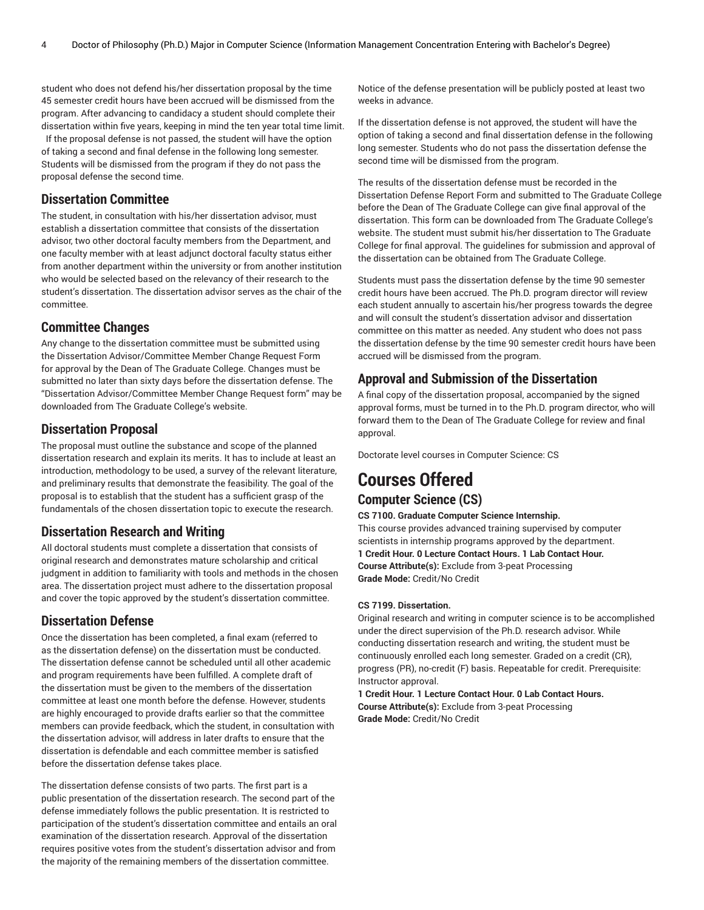student who does not defend his/her dissertation proposal by the time 45 semester credit hours have been accrued will be dismissed from the program. After advancing to candidacy a student should complete their dissertation within five years, keeping in mind the ten year total time limit. If the proposal defense is not passed, the student will have the option of taking a second and final defense in the following long semester. Students will be dismissed from the program if they do not pass the proposal defense the second time.

## Dissertation Committee

The student, in consultation with his/her dissertation advisor, must establish a dissertation committee that consists of the dissertation advisor, two other doctoral faculty members from the Department, and one faculty member with at least adjunct doctoral faculty status either from another department within the university or from another institution who would be selected based on the relevancy of their research to the student's dissertation. The dissertation advisor serves as the chair of the committee.

## Committee Changes

Any change to the dissertation committee must be submitted using the Dissertation Advisor/Committee Member Change Request Form for approval by the Dean of The Graduate College. Changes must be submitted no later than sixty days before the dissertation defense. The "Dissertation Advisor/Committee Member Change Request form" may be downloaded from The Graduate College's website.

## Dissertation Proposal

The proposal must outline the substance and scope of the planned dissertation research and explain its merits. It has to include at least an introduction, methodology to be used, a survey of the relevant literature, and preliminary results that demonstrate the feasibility. The goal of the proposal is to establish that the student has a sufficient grasp of the fundamentals of the chosen dissertation topic to execute the research.

## Dissertation Research and Writing

All doctoral students must complete a dissertation that consists of original research and demonstrates mature scholarship and critical judgment in addition to familiarity with tools and methods in the chosen area. The dissertation project must adhere to the dissertation proposal and cover the topic approved by the student's dissertation committee.

## Dissertation Defense

Once the dissertation has been completed, a final exam (referred to as the dissertation defense) on the dissertation must be conducted. The dissertation defense cannot be scheduled until all other academic and program requirements have been fulfilled. A complete draft of the dissertation must be given to the members of the dissertation committee at least one month before the defense. However, students are highly encouraged to provide drafts earlier so that the committee members can provide feedback, which the student, in consultation with the dissertation advisor, will address in later drafts to ensure that the dissertation is defendable and each committee member is satisfied before the dissertation defense takes place.

The dissertation defense consists of two parts. The first part is a public presentation of the dissertation research. The second part of the defense immediately follows the public presentation. It is restricted to participation of the student's dissertation committee and entails an oral examination of the dissertation research. Approval of the dissertation requires positive votes from the student's dissertation advisor and from the majority of the remaining members of the dissertation committee.

Notice of the defense presentation will be publicly posted at least two weeks in advance.

If the dissertation defense is not approved, the student will have the option of taking a second and final dissertation defense in the following long semester. Students who do not pass the dissertation defense the second time will be dismissed from the program.

The results of the dissertation defense must be recorded in the Dissertation Defense Report Form and submitted to The Graduate College before the Dean of The Graduate College can give final approval of the dissertation. This form can be downloaded from The Graduate College's website. The student must submit his/her dissertation to The Graduate College for final approval. The guidelines for submission and approval of the dissertation can be obtained from The Graduate College.

Students must pass the dissertation defense by the time 90 semester credit hours have been accrued. The Ph.D. program director will review each student annually to ascertain his/her progress towards the degree and will consult the student's dissertation advisor and dissertation committee on this matter as needed. Any student who does not pass the dissertation defense by the time 90 semester credit hours have been accrued will be dismissed from the program.

## Approval and Submission of the Dissertation

A final copy of the dissertation proposal, accompanied by the signed approval forms, must be turned in to the Ph.D. program director, who will forward them to the Dean of The Graduate College for review and final approval.

Doctorate level courses in Computer Science: CS

# Courses Offered

## Computer Science (CS)

**CS 7100. Graduate Computer Science Internship.**
This course provides advanced training supervised by computer scientists in internship programs approved by the department.
**1 Credit Hour. 0 Lecture Contact Hours. 1 Lab Contact Hour.**
**Course Attribute(s):** Exclude from 3-peat Processing
**Grade Mode:** Credit/No Credit

**CS 7199. Dissertation.**
Original research and writing in computer science is to be accomplished under the direct supervision of the Ph.D. research advisor. While conducting dissertation research and writing, the student must be continuously enrolled each long semester. Graded on a credit (CR), progress (PR), no-credit (F) basis. Repeatable for credit. Prerequisite: Instructor approval.
**1 Credit Hour. 1 Lecture Contact Hour. 0 Lab Contact Hours.**
**Course Attribute(s):** Exclude from 3-peat Processing
**Grade Mode:** Credit/No Credit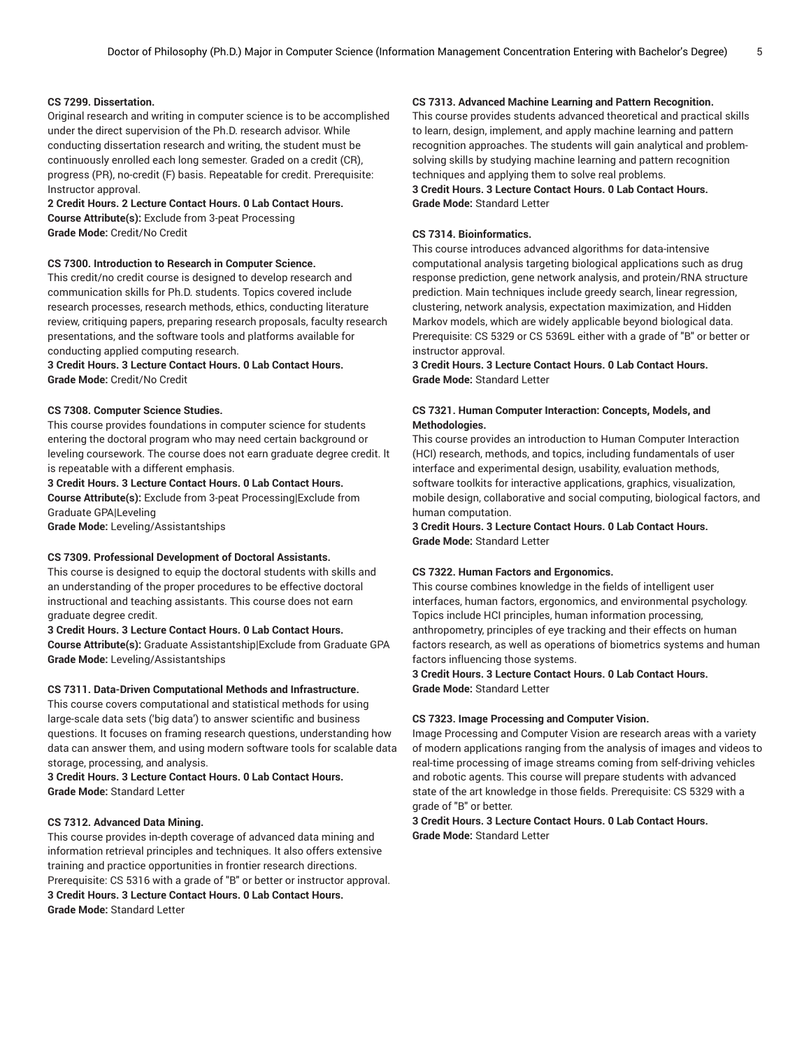**CS 7299. Dissertation.**
Original research and writing in computer science is to be accomplished under the direct supervision of the Ph.D. research advisor. While conducting dissertation research and writing, the student must be continuously enrolled each long semester. Graded on a credit (CR), progress (PR), no-credit (F) basis. Repeatable for credit. Prerequisite: Instructor approval.
**2 Credit Hours. 2 Lecture Contact Hours. 0 Lab Contact Hours.**
**Course Attribute(s):** Exclude from 3-peat Processing
**Grade Mode:** Credit/No Credit

**CS 7300. Introduction to Research in Computer Science.**
This credit/no credit course is designed to develop research and communication skills for Ph.D. students. Topics covered include research processes, research methods, ethics, conducting literature review, critiquing papers, preparing research proposals, faculty research presentations, and the software tools and platforms available for conducting applied computing research.
**3 Credit Hours. 3 Lecture Contact Hours. 0 Lab Contact Hours.**
**Grade Mode:** Credit/No Credit

**CS 7308. Computer Science Studies.**
This course provides foundations in computer science for students entering the doctoral program who may need certain background or leveling coursework. The course does not earn graduate degree credit. It is repeatable with a different emphasis.
**3 Credit Hours. 3 Lecture Contact Hours. 0 Lab Contact Hours.**
**Course Attribute(s):** Exclude from 3-peat Processing|Exclude from Graduate GPA|Leveling
**Grade Mode:** Leveling/Assistantships

**CS 7309. Professional Development of Doctoral Assistants.**
This course is designed to equip the doctoral students with skills and an understanding of the proper procedures to be effective doctoral instructional and teaching assistants. This course does not earn graduate degree credit.
**3 Credit Hours. 3 Lecture Contact Hours. 0 Lab Contact Hours.**
**Course Attribute(s):** Graduate Assistantship|Exclude from Graduate GPA
**Grade Mode:** Leveling/Assistantships

**CS 7311. Data-Driven Computational Methods and Infrastructure.**
This course covers computational and statistical methods for using large-scale data sets ('big data') to answer scientific and business questions. It focuses on framing research questions, understanding how data can answer them, and using modern software tools for scalable data storage, processing, and analysis.
**3 Credit Hours. 3 Lecture Contact Hours. 0 Lab Contact Hours.**
**Grade Mode:** Standard Letter

**CS 7312. Advanced Data Mining.**
This course provides in-depth coverage of advanced data mining and information retrieval principles and techniques. It also offers extensive training and practice opportunities in frontier research directions. Prerequisite: CS 5316 with a grade of "B" or better or instructor approval.
**3 Credit Hours. 3 Lecture Contact Hours. 0 Lab Contact Hours.**
**Grade Mode:** Standard Letter

**CS 7313. Advanced Machine Learning and Pattern Recognition.**
This course provides students advanced theoretical and practical skills to learn, design, implement, and apply machine learning and pattern recognition approaches. The students will gain analytical and problem-solving skills by studying machine learning and pattern recognition techniques and applying them to solve real problems.
**3 Credit Hours. 3 Lecture Contact Hours. 0 Lab Contact Hours.**
**Grade Mode:** Standard Letter

**CS 7314. Bioinformatics.**
This course introduces advanced algorithms for data-intensive computational analysis targeting biological applications such as drug response prediction, gene network analysis, and protein/RNA structure prediction. Main techniques include greedy search, linear regression, clustering, network analysis, expectation maximization, and Hidden Markov models, which are widely applicable beyond biological data. Prerequisite: CS 5329 or CS 5369L either with a grade of "B" or better or instructor approval.
**3 Credit Hours. 3 Lecture Contact Hours. 0 Lab Contact Hours.**
**Grade Mode:** Standard Letter

**CS 7321. Human Computer Interaction: Concepts, Models, and Methodologies.**
This course provides an introduction to Human Computer Interaction (HCI) research, methods, and topics, including fundamentals of user interface and experimental design, usability, evaluation methods, software toolkits for interactive applications, graphics, visualization, mobile design, collaborative and social computing, biological factors, and human computation.
**3 Credit Hours. 3 Lecture Contact Hours. 0 Lab Contact Hours.**
**Grade Mode:** Standard Letter

**CS 7322. Human Factors and Ergonomics.**
This course combines knowledge in the fields of intelligent user interfaces, human factors, ergonomics, and environmental psychology. Topics include HCI principles, human information processing, anthropometry, principles of eye tracking and their effects on human factors research, as well as operations of biometrics systems and human factors influencing those systems.
**3 Credit Hours. 3 Lecture Contact Hours. 0 Lab Contact Hours.**
**Grade Mode:** Standard Letter

**CS 7323. Image Processing and Computer Vision.**
Image Processing and Computer Vision are research areas with a variety of modern applications ranging from the analysis of images and videos to real-time processing of image streams coming from self-driving vehicles and robotic agents. This course will prepare students with advanced state of the art knowledge in those fields. Prerequisite: CS 5329 with a grade of "B" or better.
**3 Credit Hours. 3 Lecture Contact Hours. 0 Lab Contact Hours.**
**Grade Mode:** Standard Letter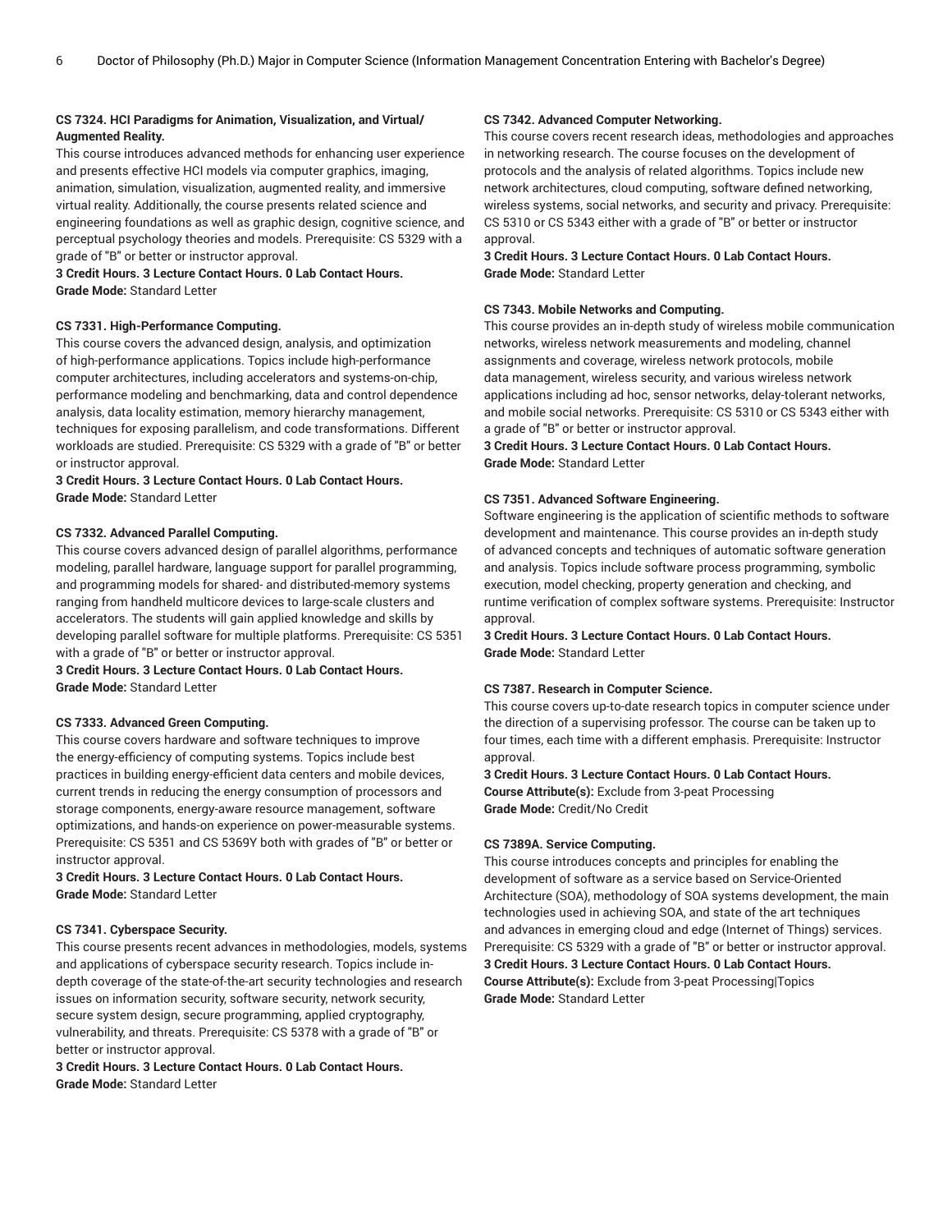**CS 7324. HCI Paradigms for Animation, Visualization, and Virtual/ Augmented Reality.**

This course introduces advanced methods for enhancing user experience and presents effective HCI models via computer graphics, imaging, animation, simulation, visualization, augmented reality, and immersive virtual reality. Additionally, the course presents related science and engineering foundations as well as graphic design, cognitive science, and perceptual psychology theories and models. Prerequisite: CS 5329 with a grade of "B" or better or instructor approval.

**3 Credit Hours. 3 Lecture Contact Hours. 0 Lab Contact Hours.**
**Grade Mode:** Standard Letter

**CS 7331. High-Performance Computing.**

This course covers the advanced design, analysis, and optimization of high-performance applications. Topics include high-performance computer architectures, including accelerators and systems-on-chip, performance modeling and benchmarking, data and control dependence analysis, data locality estimation, memory hierarchy management, techniques for exposing parallelism, and code transformations. Different workloads are studied. Prerequisite: CS 5329 with a grade of "B" or better or instructor approval.

**3 Credit Hours. 3 Lecture Contact Hours. 0 Lab Contact Hours.**
**Grade Mode:** Standard Letter

**CS 7332. Advanced Parallel Computing.**

This course covers advanced design of parallel algorithms, performance modeling, parallel hardware, language support for parallel programming, and programming models for shared- and distributed-memory systems ranging from handheld multicore devices to large-scale clusters and accelerators. The students will gain applied knowledge and skills by developing parallel software for multiple platforms. Prerequisite: CS 5351 with a grade of "B" or better or instructor approval.

**3 Credit Hours. 3 Lecture Contact Hours. 0 Lab Contact Hours.**
**Grade Mode:** Standard Letter

**CS 7333. Advanced Green Computing.**

This course covers hardware and software techniques to improve the energy-efficiency of computing systems. Topics include best practices in building energy-efficient data centers and mobile devices, current trends in reducing the energy consumption of processors and storage components, energy-aware resource management, software optimizations, and hands-on experience on power-measurable systems. Prerequisite: CS 5351 and CS 5369Y both with grades of "B" or better or instructor approval.

**3 Credit Hours. 3 Lecture Contact Hours. 0 Lab Contact Hours.**
**Grade Mode:** Standard Letter

**CS 7341. Cyberspace Security.**

This course presents recent advances in methodologies, models, systems and applications of cyberspace security research. Topics include in-depth coverage of the state-of-the-art security technologies and research issues on information security, software security, network security, secure system design, secure programming, applied cryptography, vulnerability, and threats. Prerequisite: CS 5378 with a grade of "B" or better or instructor approval.

**3 Credit Hours. 3 Lecture Contact Hours. 0 Lab Contact Hours.**
**Grade Mode:** Standard Letter

**CS 7342. Advanced Computer Networking.**

This course covers recent research ideas, methodologies and approaches in networking research. The course focuses on the development of protocols and the analysis of related algorithms. Topics include new network architectures, cloud computing, software defined networking, wireless systems, social networks, and security and privacy. Prerequisite: CS 5310 or CS 5343 either with a grade of "B" or better or instructor approval.

**3 Credit Hours. 3 Lecture Contact Hours. 0 Lab Contact Hours.**
**Grade Mode:** Standard Letter

**CS 7343. Mobile Networks and Computing.**

This course provides an in-depth study of wireless mobile communication networks, wireless network measurements and modeling, channel assignments and coverage, wireless network protocols, mobile data management, wireless security, and various wireless network applications including ad hoc, sensor networks, delay-tolerant networks, and mobile social networks. Prerequisite: CS 5310 or CS 5343 either with a grade of "B" or better or instructor approval.

**3 Credit Hours. 3 Lecture Contact Hours. 0 Lab Contact Hours.**
**Grade Mode:** Standard Letter

**CS 7351. Advanced Software Engineering.**

Software engineering is the application of scientific methods to software development and maintenance. This course provides an in-depth study of advanced concepts and techniques of automatic software generation and analysis. Topics include software process programming, symbolic execution, model checking, property generation and checking, and runtime verification of complex software systems. Prerequisite: Instructor approval.

**3 Credit Hours. 3 Lecture Contact Hours. 0 Lab Contact Hours.**
**Grade Mode:** Standard Letter

**CS 7387. Research in Computer Science.**

This course covers up-to-date research topics in computer science under the direction of a supervising professor. The course can be taken up to four times, each time with a different emphasis. Prerequisite: Instructor approval.

**3 Credit Hours. 3 Lecture Contact Hours. 0 Lab Contact Hours.**
**Course Attribute(s):** Exclude from 3-peat Processing
**Grade Mode:** Credit/No Credit

**CS 7389A. Service Computing.**

This course introduces concepts and principles for enabling the development of software as a service based on Service-Oriented Architecture (SOA), methodology of SOA systems development, the main technologies used in achieving SOA, and state of the art techniques and advances in emerging cloud and edge (Internet of Things) services. Prerequisite: CS 5329 with a grade of "B" or better or instructor approval.

**3 Credit Hours. 3 Lecture Contact Hours. 0 Lab Contact Hours.**
**Course Attribute(s):** Exclude from 3-peat Processing|Topics
**Grade Mode:** Standard Letter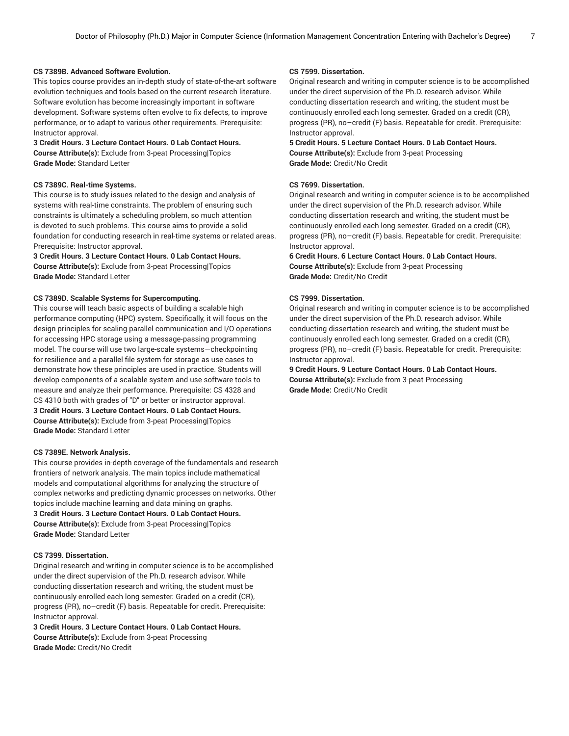**CS 7389B. Advanced Software Evolution.**

This topics course provides an in-depth study of state-of-the-art software evolution techniques and tools based on the current research literature. Software evolution has become increasingly important in software development. Software systems often evolve to fix defects, to improve performance, or to adapt to various other requirements. Prerequisite: Instructor approval.

**3 Credit Hours. 3 Lecture Contact Hours. 0 Lab Contact Hours.**
**Course Attribute(s):** Exclude from 3-peat Processing|Topics
**Grade Mode:** Standard Letter

**CS 7389C. Real-time Systems.**

This course is to study issues related to the design and analysis of systems with real-time constraints. The problem of ensuring such constraints is ultimately a scheduling problem, so much attention is devoted to such problems. This course aims to provide a solid foundation for conducting research in real-time systems or related areas. Prerequisite: Instructor approval.

**3 Credit Hours. 3 Lecture Contact Hours. 0 Lab Contact Hours.**
**Course Attribute(s):** Exclude from 3-peat Processing|Topics
**Grade Mode:** Standard Letter

**CS 7389D. Scalable Systems for Supercomputing.**

This course will teach basic aspects of building a scalable high performance computing (HPC) system. Specifically, it will focus on the design principles for scaling parallel communication and I/O operations for accessing HPC storage using a message-passing programming model. The course will use two large-scale systems—checkpointing for resilience and a parallel file system for storage as use cases to demonstrate how these principles are used in practice. Students will develop components of a scalable system and use software tools to measure and analyze their performance. Prerequisite: CS 4328 and CS 4310 both with grades of "D" or better or instructor approval.

**3 Credit Hours. 3 Lecture Contact Hours. 0 Lab Contact Hours.**
**Course Attribute(s):** Exclude from 3-peat Processing|Topics
**Grade Mode:** Standard Letter

**CS 7389E. Network Analysis.**

This course provides in-depth coverage of the fundamentals and research frontiers of network analysis. The main topics include mathematical models and computational algorithms for analyzing the structure of complex networks and predicting dynamic processes on networks. Other topics include machine learning and data mining on graphs.

**3 Credit Hours. 3 Lecture Contact Hours. 0 Lab Contact Hours.**
**Course Attribute(s):** Exclude from 3-peat Processing|Topics
**Grade Mode:** Standard Letter

**CS 7399. Dissertation.**

Original research and writing in computer science is to be accomplished under the direct supervision of the Ph.D. research advisor. While conducting dissertation research and writing, the student must be continuously enrolled each long semester. Graded on a credit (CR), progress (PR), no–credit (F) basis. Repeatable for credit. Prerequisite: Instructor approval.

**3 Credit Hours. 3 Lecture Contact Hours. 0 Lab Contact Hours.**
**Course Attribute(s):** Exclude from 3-peat Processing
**Grade Mode:** Credit/No Credit

**CS 7599. Dissertation.**

Original research and writing in computer science is to be accomplished under the direct supervision of the Ph.D. research advisor. While conducting dissertation research and writing, the student must be continuously enrolled each long semester. Graded on a credit (CR), progress (PR), no–credit (F) basis. Repeatable for credit. Prerequisite: Instructor approval.

**5 Credit Hours. 5 Lecture Contact Hours. 0 Lab Contact Hours.**
**Course Attribute(s):** Exclude from 3-peat Processing
**Grade Mode:** Credit/No Credit

**CS 7699. Dissertation.**

Original research and writing in computer science is to be accomplished under the direct supervision of the Ph.D. research advisor. While conducting dissertation research and writing, the student must be continuously enrolled each long semester. Graded on a credit (CR), progress (PR), no–credit (F) basis. Repeatable for credit. Prerequisite: Instructor approval.

**6 Credit Hours. 6 Lecture Contact Hours. 0 Lab Contact Hours.**
**Course Attribute(s):** Exclude from 3-peat Processing
**Grade Mode:** Credit/No Credit

**CS 7999. Dissertation.**

Original research and writing in computer science is to be accomplished under the direct supervision of the Ph.D. research advisor. While conducting dissertation research and writing, the student must be continuously enrolled each long semester. Graded on a credit (CR), progress (PR), no–credit (F) basis. Repeatable for credit. Prerequisite: Instructor approval.

**9 Credit Hours. 9 Lecture Contact Hours. 0 Lab Contact Hours.**
**Course Attribute(s):** Exclude from 3-peat Processing
**Grade Mode:** Credit/No Credit